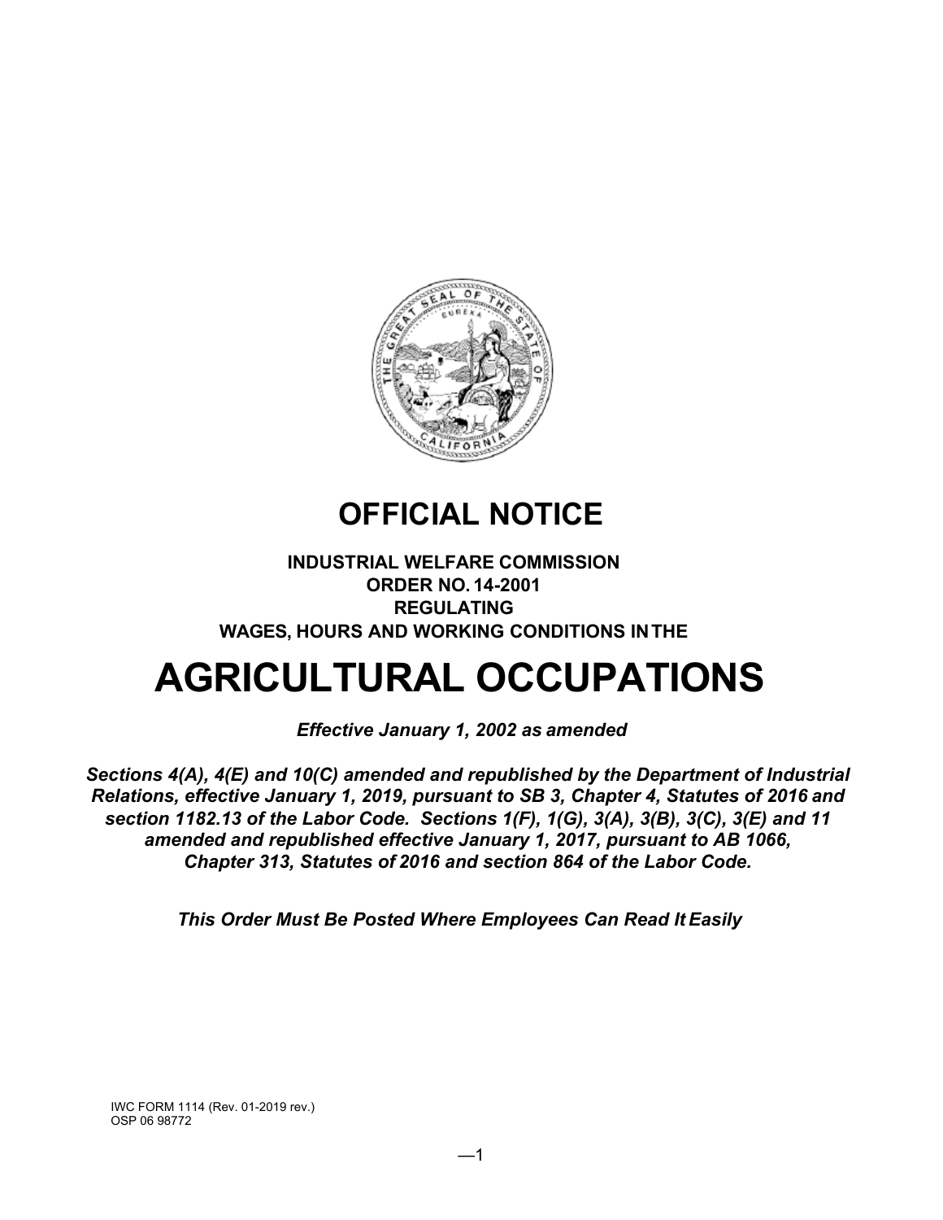# OFFICIAL NOTICE

**INDUSTRIAL WELFARE COMMISSION**
**ORDER NO. 14-2001**
**REGULATING**
**WAGES, HOURS AND WORKING CONDITIONS IN THE**

# AGRICULTURAL OCCUPATIONS

***Effective January 1, 2002 as amended***

***Sections 4(A), 4(E) and 10(C) amended and republished by the Department of Industrial Relations, effective January 1, 2019, pursuant to SB 3, Chapter 4, Statutes of 2016 and section 1182.13 of the Labor Code. Sections 1(F), 1(G), 3(A), 3(B), 3(C), 3(E) and 11 amended and republished effective January 1, 2017, pursuant to AB 1066, Chapter 313, Statutes of 2016 and section 864 of the Labor Code.***

***This Order Must Be Posted Where Employees Can Read It Easily***

IWC FORM 1114 (Rev. 01-2019 rev.)
OSP 06 98772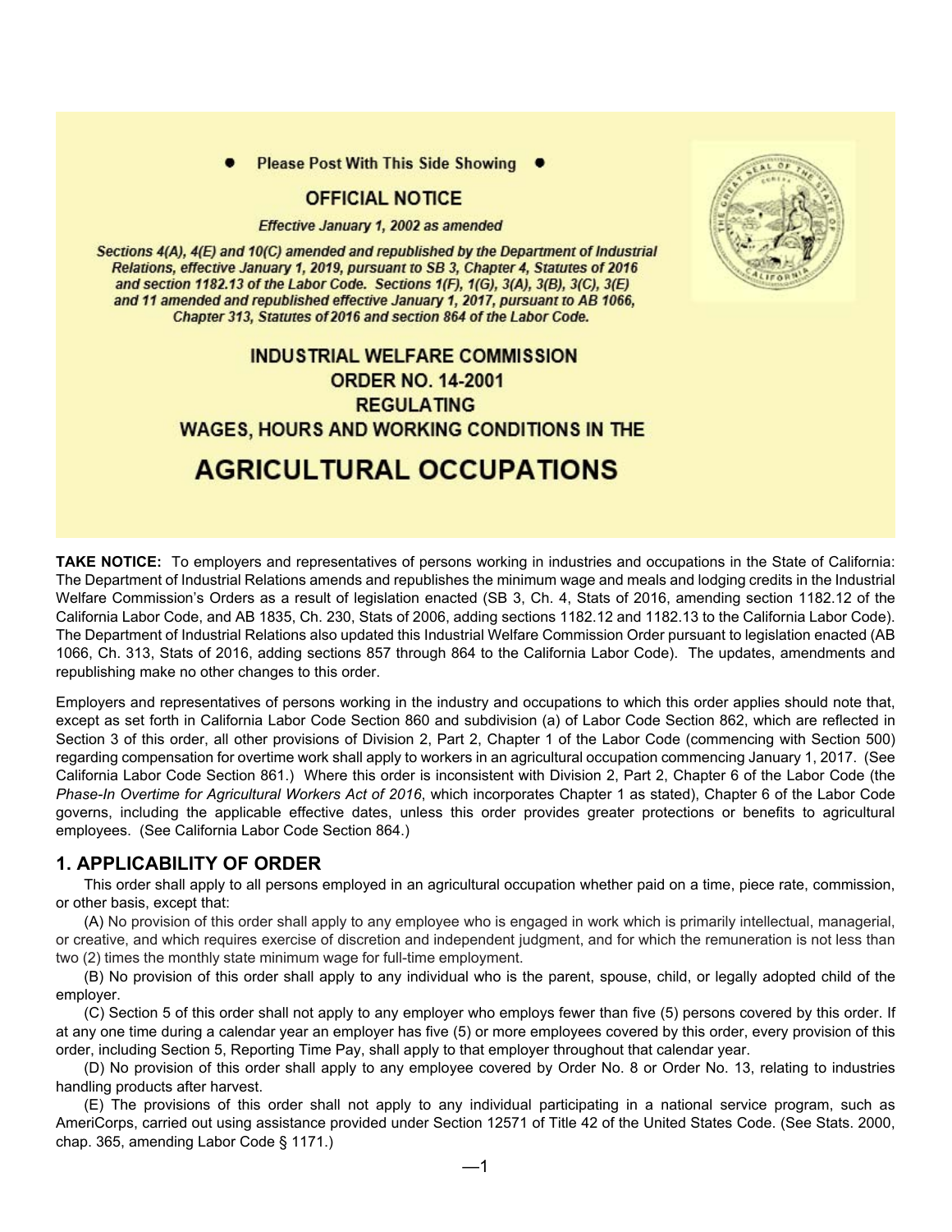• Please Post With This Side Showing •

**OFFICIAL NOTICE**

*Effective January 1, 2002 as amended*

***Sections 4(A), 4(E) and 10(C) amended and republished by the Department of Industrial Relations, effective January 1, 2019, pursuant to SB 3, Chapter 4, Statutes of 2016 and section 1182.13 of the Labor Code. Sections 1(F), 1(G), 3(A), 3(B), 3(C), 3(E) and 11 amended and republished effective January 1, 2017, pursuant to AB 1066, Chapter 313, Statutes of 2016 and section 864 of the Labor Code.***

# INDUSTRIAL WELFARE COMMISSION ORDER NO. 14-2001 REGULATING WAGES, HOURS AND WORKING CONDITIONS IN THE AGRICULTURAL OCCUPATIONS

**TAKE NOTICE:** To employers and representatives of persons working in industries and occupations in the State of California: The Department of Industrial Relations amends and republishes the minimum wage and meals and lodging credits in the Industrial Welfare Commission's Orders as a result of legislation enacted (SB 3, Ch. 4, Stats of 2016, amending section 1182.12 of the California Labor Code, and AB 1835, Ch. 230, Stats of 2006, adding sections 1182.12 and 1182.13 to the California Labor Code). The Department of Industrial Relations also updated this Industrial Welfare Commission Order pursuant to legislation enacted (AB 1066, Ch. 313, Stats of 2016, adding sections 857 through 864 to the California Labor Code). The updates, amendments and republishing make no other changes to this order.

Employers and representatives of persons working in the industry and occupations to which this order applies should note that, except as set forth in California Labor Code Section 860 and subdivision (a) of Labor Code Section 862, which are reflected in Section 3 of this order, all other provisions of Division 2, Part 2, Chapter 1 of the Labor Code (commencing with Section 500) regarding compensation for overtime work shall apply to workers in an agricultural occupation commencing January 1, 2017. (See California Labor Code Section 861.) Where this order is inconsistent with Division 2, Part 2, Chapter 6 of the Labor Code (the *Phase-In Overtime for Agricultural Workers Act of 2016*, which incorporates Chapter 1 as stated), Chapter 6 of the Labor Code governs, including the applicable effective dates, unless this order provides greater protections or benefits to agricultural employees. (See California Labor Code Section 864.)

## 1. APPLICABILITY OF ORDER

This order shall apply to all persons employed in an agricultural occupation whether paid on a time, piece rate, commission, or other basis, except that:

(A) No provision of this order shall apply to any employee who is engaged in work which is primarily intellectual, managerial, or creative, and which requires exercise of discretion and independent judgment, and for which the remuneration is not less than two (2) times the monthly state minimum wage for full-time employment.

(B) No provision of this order shall apply to any individual who is the parent, spouse, child, or legally adopted child of the employer.

(C) Section 5 of this order shall not apply to any employer who employs fewer than five (5) persons covered by this order. If at any one time during a calendar year an employer has five (5) or more employees covered by this order, every provision of this order, including Section 5, Reporting Time Pay, shall apply to that employer throughout that calendar year.

(D) No provision of this order shall apply to any employee covered by Order No. 8 or Order No. 13, relating to industries handling products after harvest.

(E) The provisions of this order shall not apply to any individual participating in a national service program, such as AmeriCorps, carried out using assistance provided under Section 12571 of Title 42 of the United States Code. (See Stats. 2000, chap. 365, amending Labor Code § 1171.)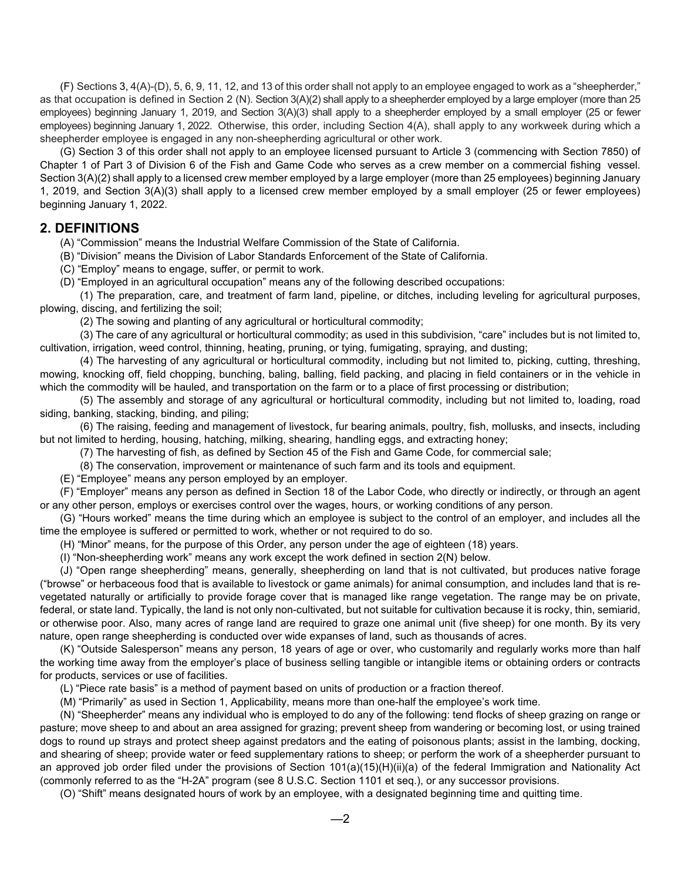(F) Sections 3, 4(A)-(D), 5, 6, 9, 11, 12, and 13 of this order shall not apply to an employee engaged to work as a "sheepherder," as that occupation is defined in Section 2 (N). Section 3(A)(2) shall apply to a sheepherder employed by a large employer (more than 25 employees) beginning January 1, 2019, and Section 3(A)(3) shall apply to a sheepherder employed by a small employer (25 or fewer employees) beginning January 1, 2022. Otherwise, this order, including Section 4(A), shall apply to any workweek during which a sheepherder employee is engaged in any non-sheepherding agricultural or other work.

(G) Section 3 of this order shall not apply to an employee licensed pursuant to Article 3 (commencing with Section 7850) of Chapter 1 of Part 3 of Division 6 of the Fish and Game Code who serves as a crew member on a commercial fishing vessel. Section 3(A)(2) shall apply to a licensed crew member employed by a large employer (more than 25 employees) beginning January 1, 2019, and Section 3(A)(3) shall apply to a licensed crew member employed by a small employer (25 or fewer employees) beginning January 1, 2022.

## 2. DEFINITIONS

(A) "Commission" means the Industrial Welfare Commission of the State of California.

(B) "Division" means the Division of Labor Standards Enforcement of the State of California.

(C) "Employ" means to engage, suffer, or permit to work.

(D) "Employed in an agricultural occupation" means any of the following described occupations:

(1) The preparation, care, and treatment of farm land, pipeline, or ditches, including leveling for agricultural purposes, plowing, discing, and fertilizing the soil;

(2) The sowing and planting of any agricultural or horticultural commodity;

(3) The care of any agricultural or horticultural commodity; as used in this subdivision, "care" includes but is not limited to, cultivation, irrigation, weed control, thinning, heating, pruning, or tying, fumigating, spraying, and dusting;

(4) The harvesting of any agricultural or horticultural commodity, including but not limited to, picking, cutting, threshing, mowing, knocking off, field chopping, bunching, baling, balling, field packing, and placing in field containers or in the vehicle in which the commodity will be hauled, and transportation on the farm or to a place of first processing or distribution;

(5) The assembly and storage of any agricultural or horticultural commodity, including but not limited to, loading, road siding, banking, stacking, binding, and piling;

(6) The raising, feeding and management of livestock, fur bearing animals, poultry, fish, mollusks, and insects, including but not limited to herding, housing, hatching, milking, shearing, handling eggs, and extracting honey;

(7) The harvesting of fish, as defined by Section 45 of the Fish and Game Code, for commercial sale;

(8) The conservation, improvement or maintenance of such farm and its tools and equipment.

(E) "Employee" means any person employed by an employer.

(F) "Employer" means any person as defined in Section 18 of the Labor Code, who directly or indirectly, or through an agent or any other person, employs or exercises control over the wages, hours, or working conditions of any person.

(G) "Hours worked" means the time during which an employee is subject to the control of an employer, and includes all the time the employee is suffered or permitted to work, whether or not required to do so.

(H) "Minor" means, for the purpose of this Order, any person under the age of eighteen (18) years.

(I) "Non-sheepherding work" means any work except the work defined in section 2(N) below.

(J) "Open range sheepherding" means, generally, sheepherding on land that is not cultivated, but produces native forage ("browse" or herbaceous food that is available to livestock or game animals) for animal consumption, and includes land that is re-vegetated naturally or artificially to provide forage cover that is managed like range vegetation. The range may be on private, federal, or state land. Typically, the land is not only non-cultivated, but not suitable for cultivation because it is rocky, thin, semiarid, or otherwise poor. Also, many acres of range land are required to graze one animal unit (five sheep) for one month. By its very nature, open range sheepherding is conducted over wide expanses of land, such as thousands of acres.

(K) "Outside Salesperson" means any person, 18 years of age or over, who customarily and regularly works more than half the working time away from the employer's place of business selling tangible or intangible items or obtaining orders or contracts for products, services or use of facilities.

(L) "Piece rate basis" is a method of payment based on units of production or a fraction thereof.

(M) "Primarily" as used in Section 1, Applicability, means more than one-half the employee's work time.

(N) "Sheepherder" means any individual who is employed to do any of the following: tend flocks of sheep grazing on range or pasture; move sheep to and about an area assigned for grazing; prevent sheep from wandering or becoming lost, or using trained dogs to round up strays and protect sheep against predators and the eating of poisonous plants; assist in the lambing, docking, and shearing of sheep; provide water or feed supplementary rations to sheep; or perform the work of a sheepherder pursuant to an approved job order filed under the provisions of Section 101(a)(15)(H)(ii)(a) of the federal Immigration and Nationality Act (commonly referred to as the "H-2A" program (see 8 U.S.C. Section 1101 et seq.), or any successor provisions.

(O) "Shift" means designated hours of work by an employee, with a designated beginning time and quitting time.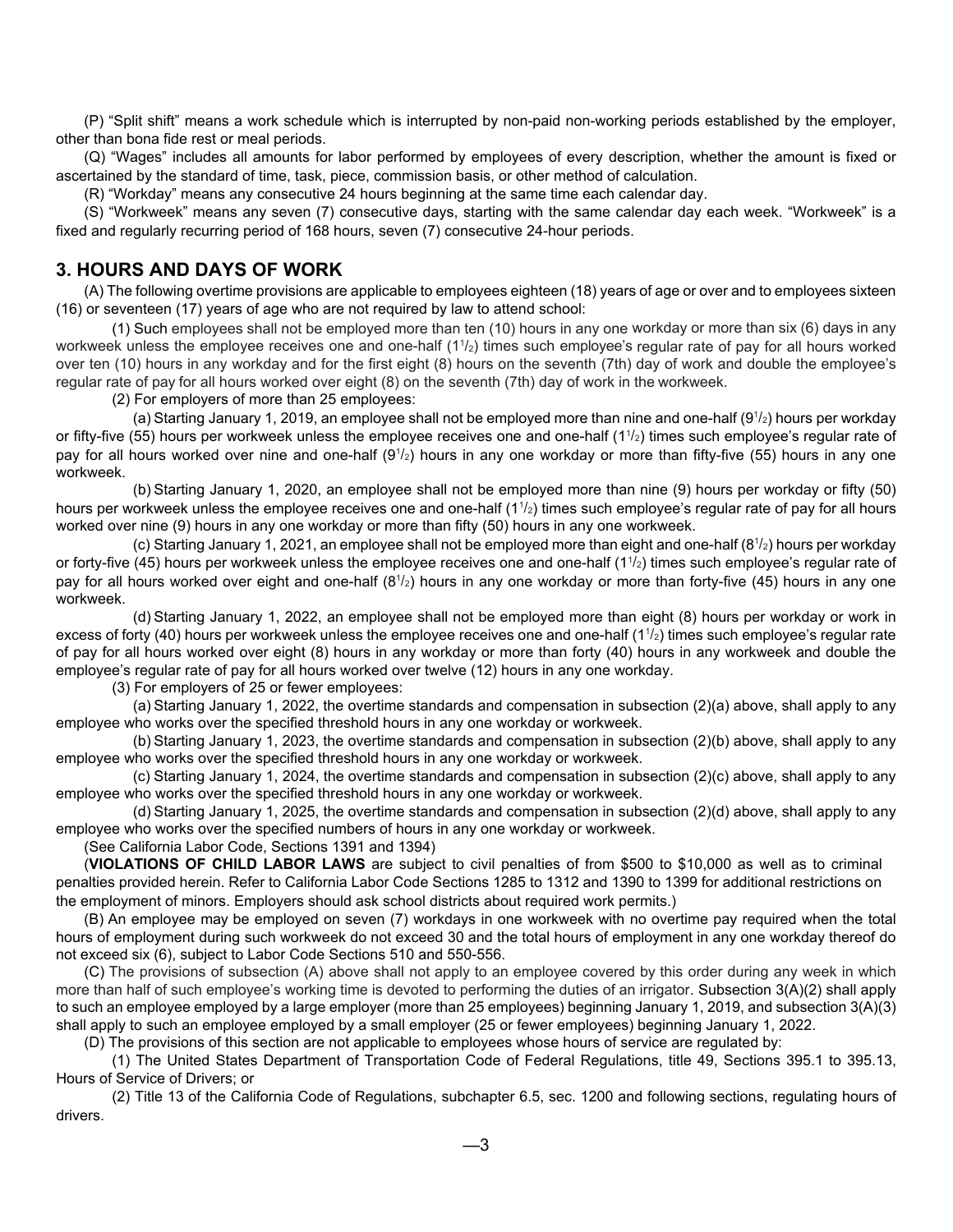(P) "Split shift" means a work schedule which is interrupted by non-paid non-working periods established by the employer, other than bona fide rest or meal periods.

(Q) "Wages" includes all amounts for labor performed by employees of every description, whether the amount is fixed or ascertained by the standard of time, task, piece, commission basis, or other method of calculation.

(R) "Workday" means any consecutive 24 hours beginning at the same time each calendar day.

(S) "Workweek" means any seven (7) consecutive days, starting with the same calendar day each week. "Workweek" is a fixed and regularly recurring period of 168 hours, seven (7) consecutive 24-hour periods.

## 3. HOURS AND DAYS OF WORK

(A) The following overtime provisions are applicable to employees eighteen (18) years of age or over and to employees sixteen (16) or seventeen (17) years of age who are not required by law to attend school:

(1) Such employees shall not be employed more than ten (10) hours in any one workday or more than six (6) days in any workweek unless the employee receives one and one-half (1$^1/_2$) times such employee's regular rate of pay for all hours worked over ten (10) hours in any workday and for the first eight (8) hours on the seventh (7th) day of work and double the employee's regular rate of pay for all hours worked over eight (8) on the seventh (7th) day of work in the workweek.

(2) For employers of more than 25 employees:

(a) Starting January 1, 2019, an employee shall not be employed more than nine and one-half (9$^1/_2$) hours per workday or fifty-five (55) hours per workweek unless the employee receives one and one-half (1$^1/_2$) times such employee's regular rate of pay for all hours worked over nine and one-half (9$^1/_2$) hours in any one workday or more than fifty-five (55) hours in any one workweek.

(b) Starting January 1, 2020, an employee shall not be employed more than nine (9) hours per workday or fifty (50) hours per workweek unless the employee receives one and one-half (1$^1/_2$) times such employee's regular rate of pay for all hours worked over nine (9) hours in any one workday or more than fifty (50) hours in any one workweek.

(c) Starting January 1, 2021, an employee shall not be employed more than eight and one-half (8$^1/_2$) hours per workday or forty-five (45) hours per workweek unless the employee receives one and one-half (1$^1/_2$) times such employee's regular rate of pay for all hours worked over eight and one-half (8$^1/_2$) hours in any one workday or more than forty-five (45) hours in any one workweek.

(d) Starting January 1, 2022, an employee shall not be employed more than eight (8) hours per workday or work in excess of forty (40) hours per workweek unless the employee receives one and one-half (1$^1/_2$) times such employee's regular rate of pay for all hours worked over eight (8) hours in any workday or more than forty (40) hours in any workweek and double the employee's regular rate of pay for all hours worked over twelve (12) hours in any one workday.

(3) For employers of 25 or fewer employees:

(a) Starting January 1, 2022, the overtime standards and compensation in subsection (2)(a) above, shall apply to any employee who works over the specified threshold hours in any one workday or workweek.

(b) Starting January 1, 2023, the overtime standards and compensation in subsection (2)(b) above, shall apply to any employee who works over the specified threshold hours in any one workday or workweek.

(c) Starting January 1, 2024, the overtime standards and compensation in subsection (2)(c) above, shall apply to any employee who works over the specified threshold hours in any one workday or workweek.

(d) Starting January 1, 2025, the overtime standards and compensation in subsection (2)(d) above, shall apply to any employee who works over the specified numbers of hours in any one workday or workweek.

(See California Labor Code, Sections 1391 and 1394)

(**VIOLATIONS OF CHILD LABOR LAWS** are subject to civil penalties of from $500 to $10,000 as well as to criminal penalties provided herein. Refer to California Labor Code Sections 1285 to 1312 and 1390 to 1399 for additional restrictions on the employment of minors. Employers should ask school districts about required work permits.)

(B) An employee may be employed on seven (7) workdays in one workweek with no overtime pay required when the total hours of employment during such workweek do not exceed 30 and the total hours of employment in any one workday thereof do not exceed six (6), subject to Labor Code Sections 510 and 550-556.

(C) The provisions of subsection (A) above shall not apply to an employee covered by this order during any week in which more than half of such employee's working time is devoted to performing the duties of an irrigator. Subsection 3(A)(2) shall apply to such an employee employed by a large employer (more than 25 employees) beginning January 1, 2019, and subsection 3(A)(3) shall apply to such an employee employed by a small employer (25 or fewer employees) beginning January 1, 2022.

(D) The provisions of this section are not applicable to employees whose hours of service are regulated by:

(1) The United States Department of Transportation Code of Federal Regulations, title 49, Sections 395.1 to 395.13, Hours of Service of Drivers; or

(2) Title 13 of the California Code of Regulations, subchapter 6.5, sec. 1200 and following sections, regulating hours of drivers.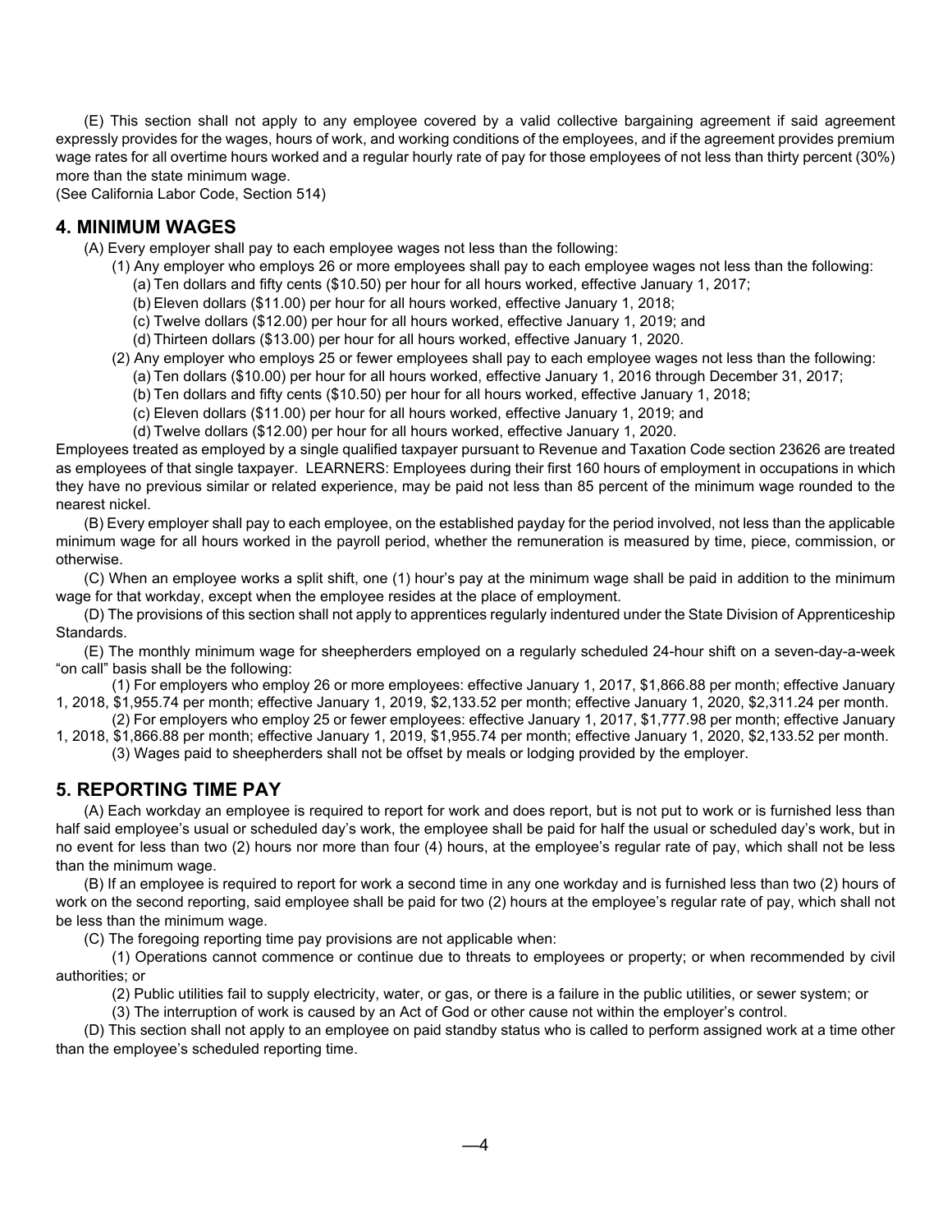(E) This section shall not apply to any employee covered by a valid collective bargaining agreement if said agreement expressly provides for the wages, hours of work, and working conditions of the employees, and if the agreement provides premium wage rates for all overtime hours worked and a regular hourly rate of pay for those employees of not less than thirty percent (30%) more than the state minimum wage.
(See California Labor Code, Section 514)

## 4. MINIMUM WAGES

(A) Every employer shall pay to each employee wages not less than the following:

(1) Any employer who employs 26 or more employees shall pay to each employee wages not less than the following:

(a) Ten dollars and fifty cents ($10.50) per hour for all hours worked, effective January 1, 2017;

(b) Eleven dollars ($11.00) per hour for all hours worked, effective January 1, 2018;

(c) Twelve dollars ($12.00) per hour for all hours worked, effective January 1, 2019; and

(d) Thirteen dollars ($13.00) per hour for all hours worked, effective January 1, 2020.

(2) Any employer who employs 25 or fewer employees shall pay to each employee wages not less than the following:

(a) Ten dollars ($10.00) per hour for all hours worked, effective January 1, 2016 through December 31, 2017;

(b) Ten dollars and fifty cents ($10.50) per hour for all hours worked, effective January 1, 2018;

(c) Eleven dollars ($11.00) per hour for all hours worked, effective January 1, 2019; and

(d) Twelve dollars ($12.00) per hour for all hours worked, effective January 1, 2020.

Employees treated as employed by a single qualified taxpayer pursuant to Revenue and Taxation Code section 23626 are treated as employees of that single taxpayer. LEARNERS: Employees during their first 160 hours of employment in occupations in which they have no previous similar or related experience, may be paid not less than 85 percent of the minimum wage rounded to the nearest nickel.

(B) Every employer shall pay to each employee, on the established payday for the period involved, not less than the applicable minimum wage for all hours worked in the payroll period, whether the remuneration is measured by time, piece, commission, or otherwise.

(C) When an employee works a split shift, one (1) hour's pay at the minimum wage shall be paid in addition to the minimum wage for that workday, except when the employee resides at the place of employment.

(D) The provisions of this section shall not apply to apprentices regularly indentured under the State Division of Apprenticeship Standards.

(E) The monthly minimum wage for sheepherders employed on a regularly scheduled 24-hour shift on a seven-day-a-week "on call" basis shall be the following:

(1) For employers who employ 26 or more employees: effective January 1, 2017, $1,866.88 per month; effective January 1, 2018, $1,955.74 per month; effective January 1, 2019, $2,133.52 per month; effective January 1, 2020, $2,311.24 per month.

(2) For employers who employ 25 or fewer employees: effective January 1, 2017, $1,777.98 per month; effective January 1, 2018, $1,866.88 per month; effective January 1, 2019, $1,955.74 per month; effective January 1, 2020, $2,133.52 per month.

(3) Wages paid to sheepherders shall not be offset by meals or lodging provided by the employer.

## 5. REPORTING TIME PAY

(A) Each workday an employee is required to report for work and does report, but is not put to work or is furnished less than half said employee's usual or scheduled day's work, the employee shall be paid for half the usual or scheduled day's work, but in no event for less than two (2) hours nor more than four (4) hours, at the employee's regular rate of pay, which shall not be less than the minimum wage.

(B) If an employee is required to report for work a second time in any one workday and is furnished less than two (2) hours of work on the second reporting, said employee shall be paid for two (2) hours at the employee's regular rate of pay, which shall not be less than the minimum wage.

(C) The foregoing reporting time pay provisions are not applicable when:

(1) Operations cannot commence or continue due to threats to employees or property; or when recommended by civil authorities; or

(2) Public utilities fail to supply electricity, water, or gas, or there is a failure in the public utilities, or sewer system; or

(3) The interruption of work is caused by an Act of God or other cause not within the employer's control.

(D) This section shall not apply to an employee on paid standby status who is called to perform assigned work at a time other than the employee's scheduled reporting time.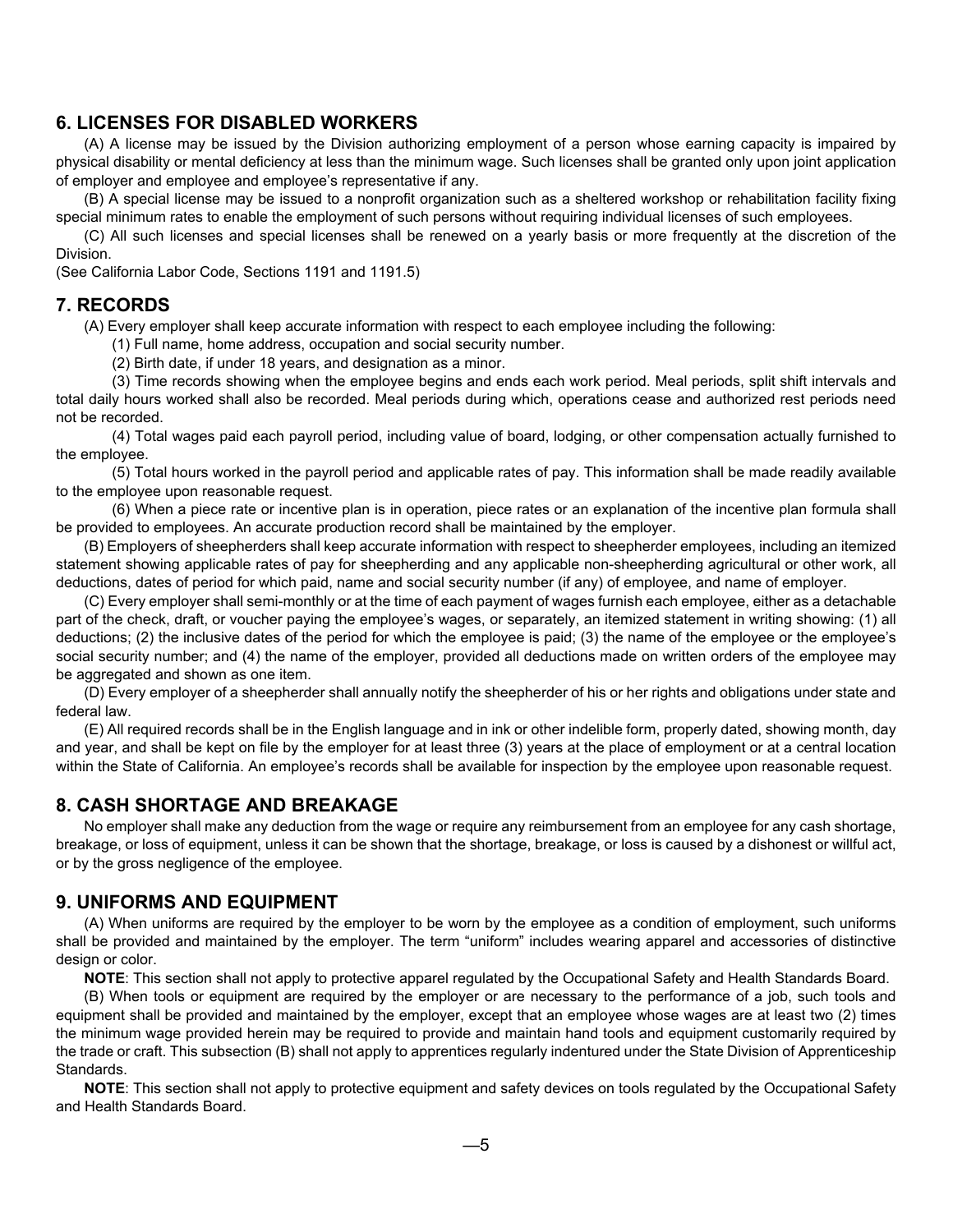## 6. LICENSES FOR DISABLED WORKERS

(A) A license may be issued by the Division authorizing employment of a person whose earning capacity is impaired by physical disability or mental deficiency at less than the minimum wage. Such licenses shall be granted only upon joint application of employer and employee and employee's representative if any.

(B) A special license may be issued to a nonprofit organization such as a sheltered workshop or rehabilitation facility fixing special minimum rates to enable the employment of such persons without requiring individual licenses of such employees.

(C) All such licenses and special licenses shall be renewed on a yearly basis or more frequently at the discretion of the Division.

(See California Labor Code, Sections 1191 and 1191.5)

## 7. RECORDS

(A) Every employer shall keep accurate information with respect to each employee including the following:

(1) Full name, home address, occupation and social security number.

(2) Birth date, if under 18 years, and designation as a minor.

(3) Time records showing when the employee begins and ends each work period. Meal periods, split shift intervals and total daily hours worked shall also be recorded. Meal periods during which, operations cease and authorized rest periods need not be recorded.

(4) Total wages paid each payroll period, including value of board, lodging, or other compensation actually furnished to the employee.

(5) Total hours worked in the payroll period and applicable rates of pay. This information shall be made readily available to the employee upon reasonable request.

(6) When a piece rate or incentive plan is in operation, piece rates or an explanation of the incentive plan formula shall be provided to employees. An accurate production record shall be maintained by the employer.

(B) Employers of sheepherders shall keep accurate information with respect to sheepherder employees, including an itemized statement showing applicable rates of pay for sheepherding and any applicable non-sheepherding agricultural or other work, all deductions, dates of period for which paid, name and social security number (if any) of employee, and name of employer.

(C) Every employer shall semi-monthly or at the time of each payment of wages furnish each employee, either as a detachable part of the check, draft, or voucher paying the employee's wages, or separately, an itemized statement in writing showing: (1) all deductions; (2) the inclusive dates of the period for which the employee is paid; (3) the name of the employee or the employee's social security number; and (4) the name of the employer, provided all deductions made on written orders of the employee may be aggregated and shown as one item.

(D) Every employer of a sheepherder shall annually notify the sheepherder of his or her rights and obligations under state and federal law.

(E) All required records shall be in the English language and in ink or other indelible form, properly dated, showing month, day and year, and shall be kept on file by the employer for at least three (3) years at the place of employment or at a central location within the State of California. An employee's records shall be available for inspection by the employee upon reasonable request.

## 8. CASH SHORTAGE AND BREAKAGE

No employer shall make any deduction from the wage or require any reimbursement from an employee for any cash shortage, breakage, or loss of equipment, unless it can be shown that the shortage, breakage, or loss is caused by a dishonest or willful act, or by the gross negligence of the employee.

## 9. UNIFORMS AND EQUIPMENT

(A) When uniforms are required by the employer to be worn by the employee as a condition of employment, such uniforms shall be provided and maintained by the employer. The term "uniform" includes wearing apparel and accessories of distinctive design or color.

**NOTE**: This section shall not apply to protective apparel regulated by the Occupational Safety and Health Standards Board.

(B) When tools or equipment are required by the employer or are necessary to the performance of a job, such tools and equipment shall be provided and maintained by the employer, except that an employee whose wages are at least two (2) times the minimum wage provided herein may be required to provide and maintain hand tools and equipment customarily required by the trade or craft. This subsection (B) shall not apply to apprentices regularly indentured under the State Division of Apprenticeship Standards.

**NOTE**: This section shall not apply to protective equipment and safety devices on tools regulated by the Occupational Safety and Health Standards Board.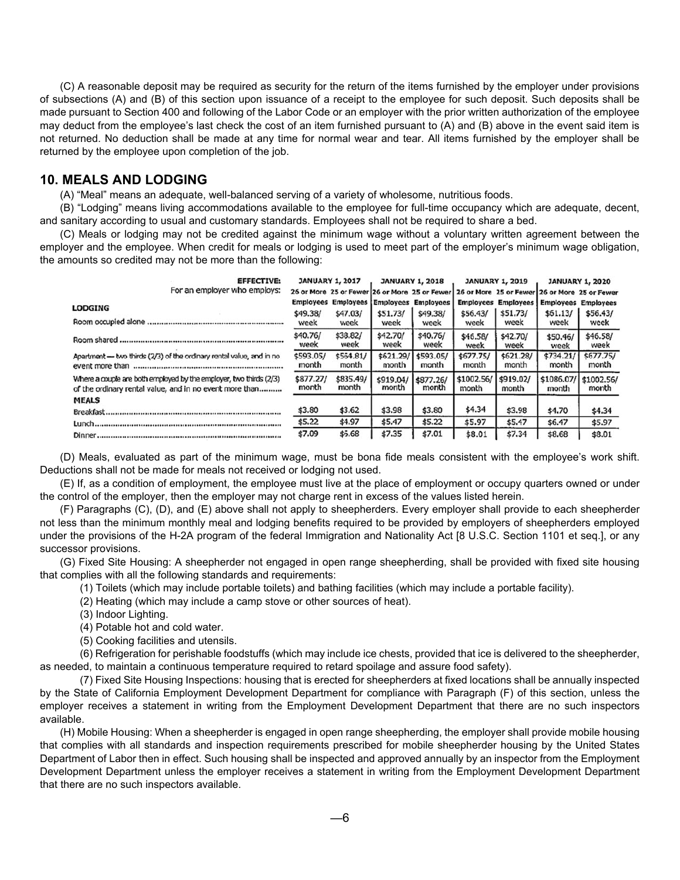(C) A reasonable deposit may be required as security for the return of the items furnished by the employer under provisions of subsections (A) and (B) of this section upon issuance of a receipt to the employee for such deposit. Such deposits shall be made pursuant to Section 400 and following of the Labor Code or an employer with the prior written authorization of the employee may deduct from the employee's last check the cost of an item furnished pursuant to (A) and (B) above in the event said item is not returned. No deduction shall be made at any time for normal wear and tear. All items furnished by the employer shall be returned by the employee upon completion of the job.

## 10. MEALS AND LODGING

(A) "Meal" means an adequate, well-balanced serving of a variety of wholesome, nutritious foods.

(B) "Lodging" means living accommodations available to the employee for full-time occupancy which are adequate, decent, and sanitary according to usual and customary standards. Employees shall not be required to share a bed.

(C) Meals or lodging may not be credited against the minimum wage without a voluntary written agreement between the employer and the employee. When credit for meals or lodging is used to meet part of the employer's minimum wage obligation, the amounts so credited may not be more than the following:

| EFFECTIVE: | JANUARY 1, 2017 | | JANUARY 1, 2018 | | JANUARY 1, 2019 | | JANUARY 1, 2020 | |
|---|---|---|---|---|---|---|---|---|
| For an employer who employs: | 26 or More Employees | 25 or Fewer Employees | 26 or More Employees | 25 or Fewer Employees | 26 or More Employees | 25 or Fewer Employees | 26 or More Employees | 25 or Fewer Employees |
| **LODGING** | | | | | | | | |
| Room occupied alone | $49.38/ week | $47.03/ week | $51.73/ week | $49.38/ week | $56.43/ week | $51.73/ week | $61.13/ week | $56.43/ week |
| Room shared | $40.76/ week | $38.82/ week | $42.70/ week | $40.76/ week | $46.58/ week | $42.70/ week | $50.46/ week | $46.58/ week |
| Apartment — two thirds (2/3) of the ordinary rental value, and in no event more than | $593.05/ month | $564.81/ month | $621.29/ month | $593.05/ month | $677.75/ month | $621.28/ month | $734.21/ month | $677.75/ month |
| Where a couple are both employed by the employer, two thirds (2/3) of the ordinary rental value, and in no event more than | $877.27/ month | $835.49/ month | $919.04/ month | $877.26/ month | $1002.56/ month | $919.02/ month | $1086.07/ month | $1002.56/ month |
| **MEALS** | | | | | | | | |
| Breakfast | $3.80 | $3.62 | $3.98 | $3.80 | $4.34 | $3.98 | $4.70 | $4.34 |
| Lunch | $5.22 | $4.97 | $5.47 | $5.22 | $5.97 | $5.47 | $6.47 | $5.97 |
| Dinner | $7.09 | $6.68 | $7.35 | $7.01 | $8.01 | $7.34 | $8.68 | $8.01 |

(D) Meals, evaluated as part of the minimum wage, must be bona fide meals consistent with the employee's work shift. Deductions shall not be made for meals not received or lodging not used.

(E) If, as a condition of employment, the employee must live at the place of employment or occupy quarters owned or under the control of the employer, then the employer may not charge rent in excess of the values listed herein.

(F) Paragraphs (C), (D), and (E) above shall not apply to sheepherders. Every employer shall provide to each sheepherder not less than the minimum monthly meal and lodging benefits required to be provided by employers of sheepherders employed under the provisions of the H-2A program of the federal Immigration and Nationality Act [8 U.S.C. Section 1101 et seq.], or any successor provisions.

(G) Fixed Site Housing: A sheepherder not engaged in open range sheepherding, shall be provided with fixed site housing that complies with all the following standards and requirements:

(1) Toilets (which may include portable toilets) and bathing facilities (which may include a portable facility).

(2) Heating (which may include a camp stove or other sources of heat).

(3) Indoor Lighting.

(4) Potable hot and cold water.

(5) Cooking facilities and utensils.

(6) Refrigeration for perishable foodstuffs (which may include ice chests, provided that ice is delivered to the sheepherder, as needed, to maintain a continuous temperature required to retard spoilage and assure food safety).

(7) Fixed Site Housing Inspections: housing that is erected for sheepherders at fixed locations shall be annually inspected by the State of California Employment Development Department for compliance with Paragraph (F) of this section, unless the employer receives a statement in writing from the Employment Development Department that there are no such inspectors available.

(H) Mobile Housing: When a sheepherder is engaged in open range sheepherding, the employer shall provide mobile housing that complies with all standards and inspection requirements prescribed for mobile sheepherder housing by the United States Department of Labor then in effect. Such housing shall be inspected and approved annually by an inspector from the Employment Development Department unless the employer receives a statement in writing from the Employment Development Department that there are no such inspectors available.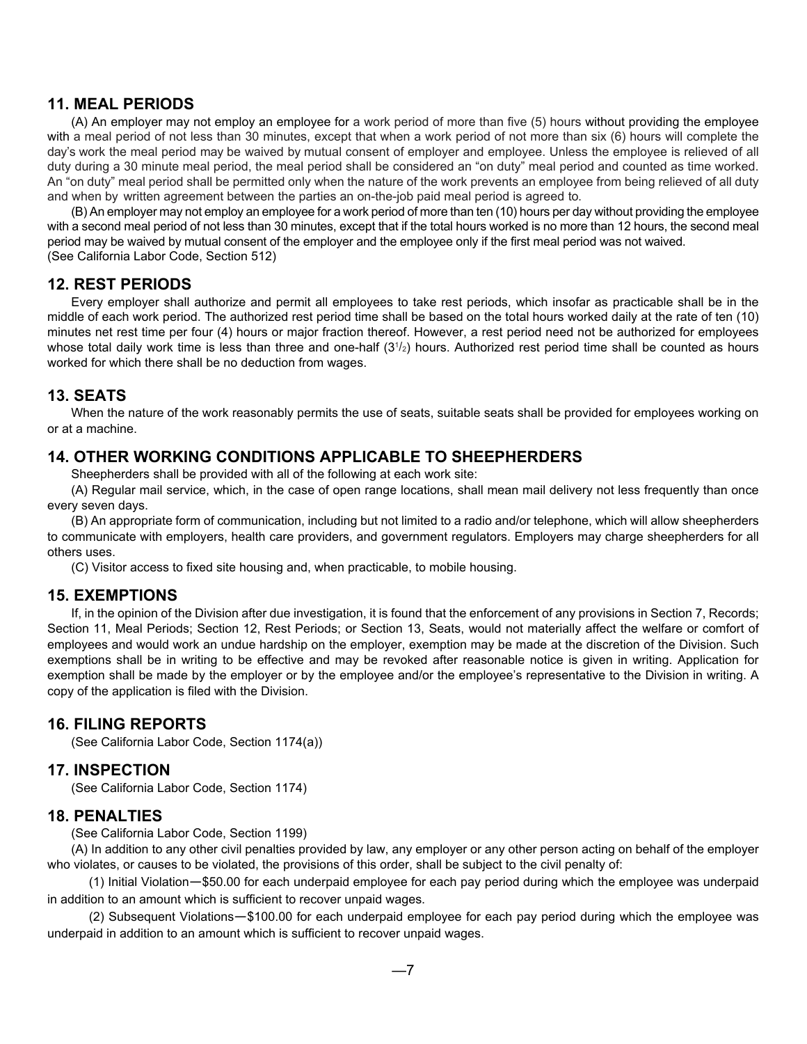## 11. MEAL PERIODS

(A) An employer may not employ an employee for a work period of more than five (5) hours without providing the employee with a meal period of not less than 30 minutes, except that when a work period of not more than six (6) hours will complete the day's work the meal period may be waived by mutual consent of employer and employee. Unless the employee is relieved of all duty during a 30 minute meal period, the meal period shall be considered an "on duty" meal period and counted as time worked. An "on duty" meal period shall be permitted only when the nature of the work prevents an employee from being relieved of all duty and when by written agreement between the parties an on-the-job paid meal period is agreed to.

(B) An employer may not employ an employee for a work period of more than ten (10) hours per day without providing the employee with a second meal period of not less than 30 minutes, except that if the total hours worked is no more than 12 hours, the second meal period may be waived by mutual consent of the employer and the employee only if the first meal period was not waived.
(See California Labor Code, Section 512)

## 12. REST PERIODS

Every employer shall authorize and permit all employees to take rest periods, which insofar as practicable shall be in the middle of each work period. The authorized rest period time shall be based on the total hours worked daily at the rate of ten (10) minutes net rest time per four (4) hours or major fraction thereof. However, a rest period need not be authorized for employees whose total daily work time is less than three and one-half ($3^1/_2$) hours. Authorized rest period time shall be counted as hours worked for which there shall be no deduction from wages.

## 13. SEATS

When the nature of the work reasonably permits the use of seats, suitable seats shall be provided for employees working on or at a machine.

## 14. OTHER WORKING CONDITIONS APPLICABLE TO SHEEPHERDERS

Sheepherders shall be provided with all of the following at each work site:

(A) Regular mail service, which, in the case of open range locations, shall mean mail delivery not less frequently than once every seven days.

(B) An appropriate form of communication, including but not limited to a radio and/or telephone, which will allow sheepherders to communicate with employers, health care providers, and government regulators. Employers may charge sheepherders for all others uses.

(C) Visitor access to fixed site housing and, when practicable, to mobile housing.

## 15. EXEMPTIONS

If, in the opinion of the Division after due investigation, it is found that the enforcement of any provisions in Section 7, Records; Section 11, Meal Periods; Section 12, Rest Periods; or Section 13, Seats, would not materially affect the welfare or comfort of employees and would work an undue hardship on the employer, exemption may be made at the discretion of the Division. Such exemptions shall be in writing to be effective and may be revoked after reasonable notice is given in writing. Application for exemption shall be made by the employer or by the employee and/or the employee's representative to the Division in writing. A copy of the application is filed with the Division.

## 16. FILING REPORTS

(See California Labor Code, Section 1174(a))

## 17. INSPECTION

(See California Labor Code, Section 1174)

## 18. PENALTIES

(See California Labor Code, Section 1199)

(A) In addition to any other civil penalties provided by law, any employer or any other person acting on behalf of the employer who violates, or causes to be violated, the provisions of this order, shall be subject to the civil penalty of:

(1) Initial Violation—$50.00 for each underpaid employee for each pay period during which the employee was underpaid in addition to an amount which is sufficient to recover unpaid wages.

(2) Subsequent Violations—$100.00 for each underpaid employee for each pay period during which the employee was underpaid in addition to an amount which is sufficient to recover unpaid wages.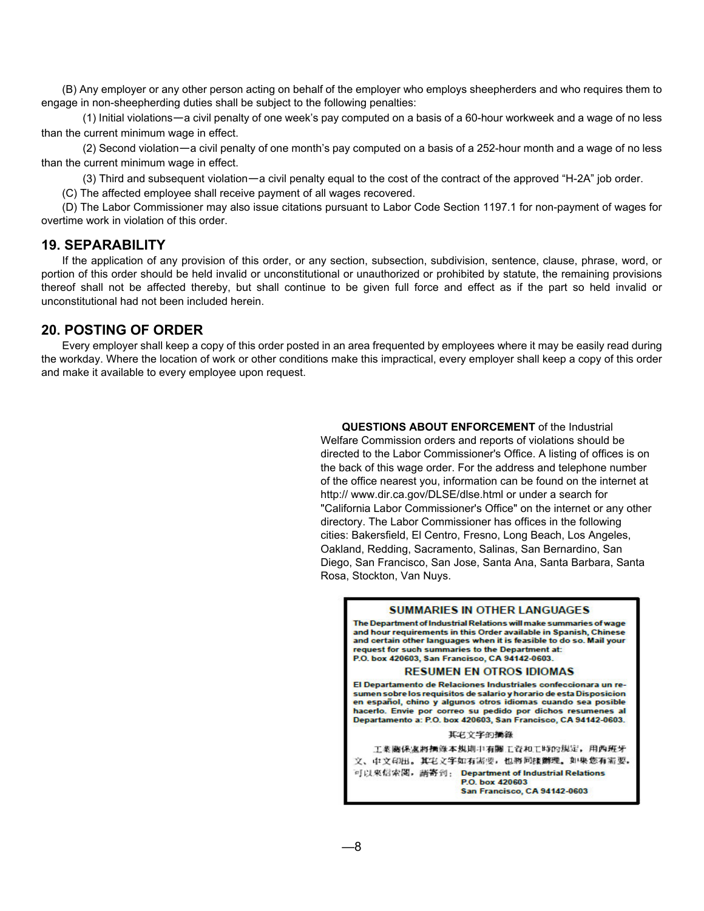(B) Any employer or any other person acting on behalf of the employer who employs sheepherders and who requires them to engage in non-sheepherding duties shall be subject to the following penalties:

(1) Initial violations—a civil penalty of one week's pay computed on a basis of a 60-hour workweek and a wage of no less than the current minimum wage in effect.

(2) Second violation—a civil penalty of one month's pay computed on a basis of a 252-hour month and a wage of no less than the current minimum wage in effect.

(3) Third and subsequent violation—a civil penalty equal to the cost of the contract of the approved "H-2A" job order.

(C) The affected employee shall receive payment of all wages recovered.

(D) The Labor Commissioner may also issue citations pursuant to Labor Code Section 1197.1 for non-payment of wages for overtime work in violation of this order.

## 19. SEPARABILITY

If the application of any provision of this order, or any section, subsection, subdivision, sentence, clause, phrase, word, or portion of this order should be held invalid or unconstitutional or unauthorized or prohibited by statute, the remaining provisions thereof shall not be affected thereby, but shall continue to be given full force and effect as if the part so held invalid or unconstitutional had not been included herein.

## 20. POSTING OF ORDER

Every employer shall keep a copy of this order posted in an area frequented by employees where it may be easily read during the workday. Where the location of work or other conditions make this impractical, every employer shall keep a copy of this order and make it available to every employee upon request.

**QUESTIONS ABOUT ENFORCEMENT** of the Industrial Welfare Commission orders and reports of violations should be directed to the Labor Commissioner's Office. A listing of offices is on the back of this wage order. For the address and telephone number of the office nearest you, information can be found on the internet at http:// www.dir.ca.gov/DLSE/dlse.html or under a search for "California Labor Commissioner's Office" on the internet or any other directory. The Labor Commissioner has offices in the following cities: Bakersfield, El Centro, Fresno, Long Beach, Los Angeles, Oakland, Redding, Sacramento, Salinas, San Bernardino, San Diego, San Francisco, San Jose, Santa Ana, Santa Barbara, Santa Rosa, Stockton, Van Nuys.

### SUMMARIES IN OTHER LANGUAGES

**The Department of Industrial Relations will make summaries of wage and hour requirements in this Order available in Spanish, Chinese and certain other languages when it is feasible to do so. Mail your request for such summaries to the Department at: P.O. box 420603, San Francisco, CA 94142-0603.**

### RESUMEN EN OTROS IDIOMAS

**El Departamento de Relaciones Industriales confeccionara un resumen sobre los requisitos de salario y horario de esta Disposicion en español, chino y algunos otros idiomas cuando sea posible hacerlo. Envie por correo su pedido por dichos resumenes al Departamento a: P.O. box 420603, San Francisco, CA 94142-0603.**

### 其它文字的摘錄

工業關係處將摘錄本規則中有關工資和工時的規定，用西班牙文、中文印出。其它文字如有需要，也將同樣辦理。如果您有需要，可以來信索閱，請寄到： **Department of Industrial Relations
P.O. box 420603
San Francisco, CA 94142-0603**